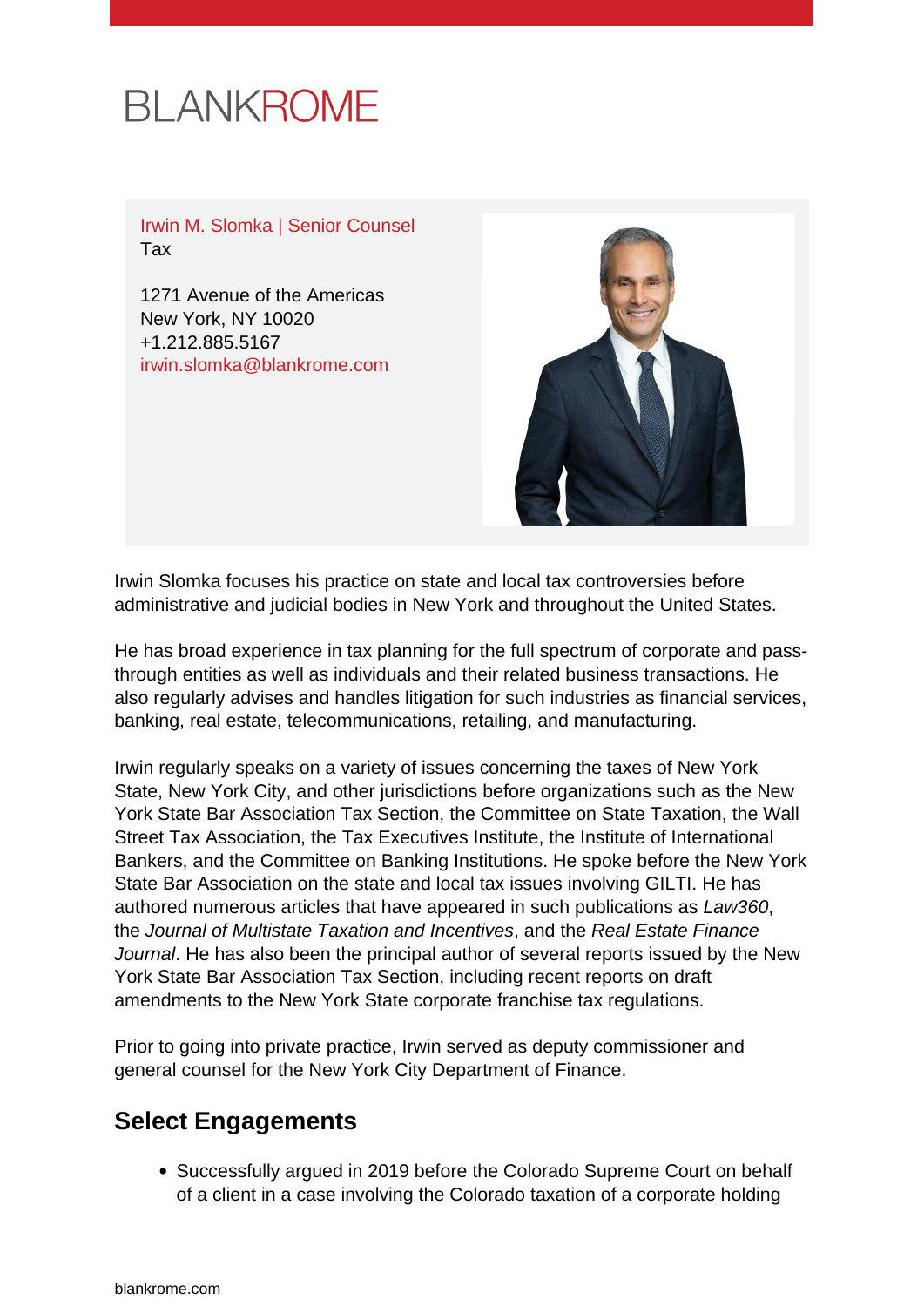BLANKROME

Irwin M. Slomka | Senior Counsel
Tax

1271 Avenue of the Americas
New York, NY 10020
+1.212.885.5167
irwin.slomka@blankrome.com

Irwin Slomka focuses his practice on state and local tax controversies before administrative and judicial bodies in New York and throughout the United States.

He has broad experience in tax planning for the full spectrum of corporate and pass-through entities as well as individuals and their related business transactions. He also regularly advises and handles litigation for such industries as financial services, banking, real estate, telecommunications, retailing, and manufacturing.

Irwin regularly speaks on a variety of issues concerning the taxes of New York State, New York City, and other jurisdictions before organizations such as the New York State Bar Association Tax Section, the Committee on State Taxation, the Wall Street Tax Association, the Tax Executives Institute, the Institute of International Bankers, and the Committee on Banking Institutions. He spoke before the New York State Bar Association on the state and local tax issues involving GILTI. He has authored numerous articles that have appeared in such publications as *Law360*, the *Journal of Multistate Taxation and Incentives*, and the *Real Estate Finance Journal*. He has also been the principal author of several reports issued by the New York State Bar Association Tax Section, including recent reports on draft amendments to the New York State corporate franchise tax regulations.

Prior to going into private practice, Irwin served as deputy commissioner and general counsel for the New York City Department of Finance.

## Select Engagements

- Successfully argued in 2019 before the Colorado Supreme Court on behalf of a client in a case involving the Colorado taxation of a corporate holding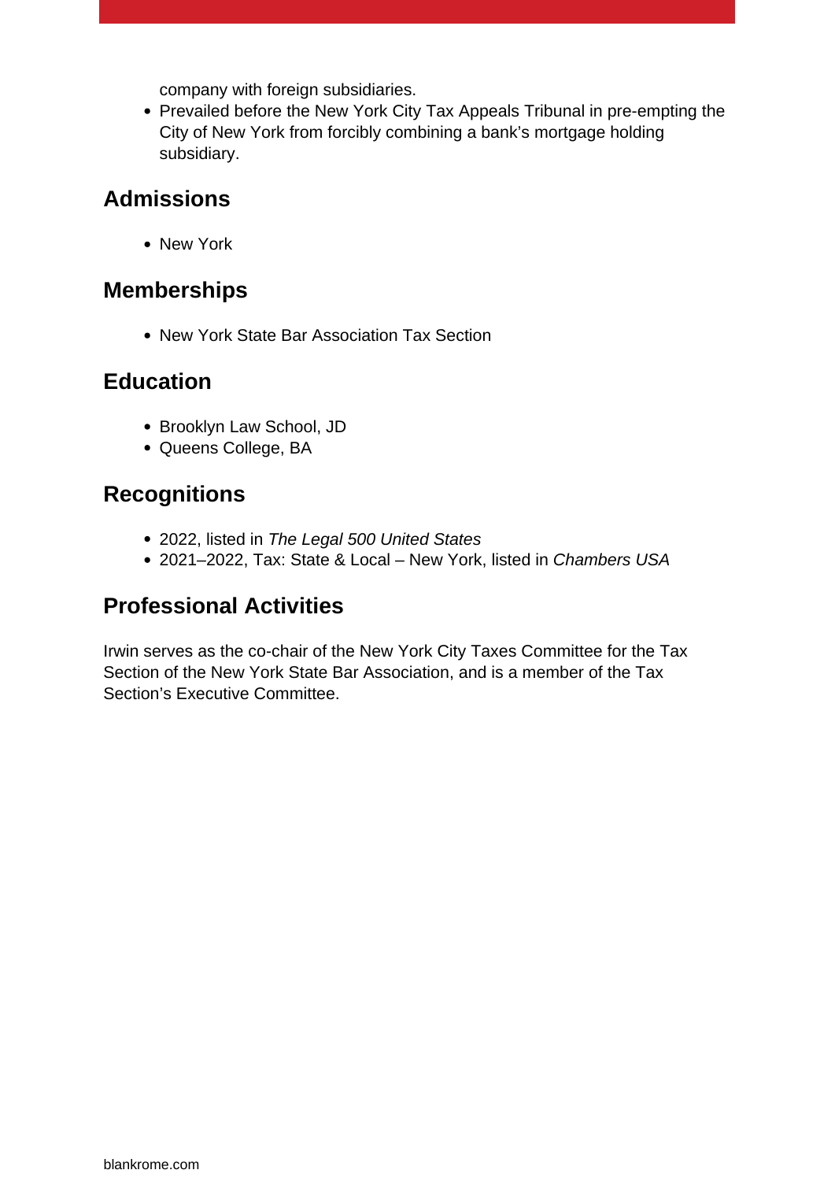company with foreign subsidiaries.
- Prevailed before the New York City Tax Appeals Tribunal in pre-empting the City of New York from forcibly combining a bank's mortgage holding subsidiary.

## Admissions

- New York

## Memberships

- New York State Bar Association Tax Section

## Education

- Brooklyn Law School, JD
- Queens College, BA

## Recognitions

- 2022, listed in *The Legal 500 United States*
- 2021–2022, Tax: State & Local – New York, listed in *Chambers USA*

## Professional Activities

Irwin serves as the co-chair of the New York City Taxes Committee for the Tax Section of the New York State Bar Association, and is a member of the Tax Section's Executive Committee.